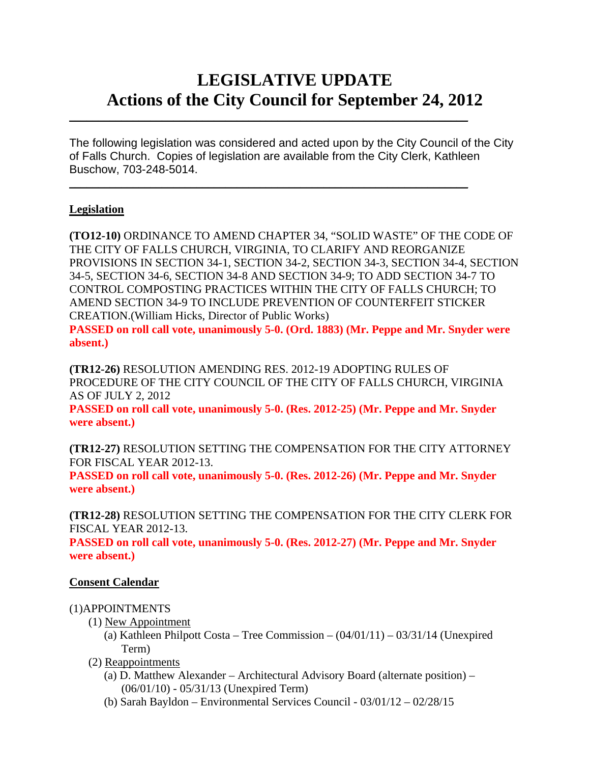# LEGISLATIVE UPDATE
# Actions of the City Council for September 24, 2012

---

The following legislation was considered and acted upon by the City Council of the City of Falls Church. Copies of legislation are available from the City Clerk, Kathleen Buschow, 703-248-5014.

---

## Legislation

**(TO12-10)** ORDINANCE TO AMEND CHAPTER 34, "SOLID WASTE" OF THE CODE OF THE CITY OF FALLS CHURCH, VIRGINIA, TO CLARIFY AND REORGANIZE PROVISIONS IN SECTION 34-1, SECTION 34-2, SECTION 34-3, SECTION 34-4, SECTION 34-5, SECTION 34-6, SECTION 34-8 AND SECTION 34-9; TO ADD SECTION 34-7 TO CONTROL COMPOSTING PRACTICES WITHIN THE CITY OF FALLS CHURCH; TO AMEND SECTION 34-9 TO INCLUDE PREVENTION OF COUNTERFEIT STICKER CREATION.(William Hicks, Director of Public Works)
**PASSED on roll call vote, unanimously 5-0. (Ord. 1883) (Mr. Peppe and Mr. Snyder were absent.)**

**(TR12-26)** RESOLUTION AMENDING RES. 2012-19 ADOPTING RULES OF PROCEDURE OF THE CITY COUNCIL OF THE CITY OF FALLS CHURCH, VIRGINIA AS OF JULY 2, 2012
**PASSED on roll call vote, unanimously 5-0. (Res. 2012-25) (Mr. Peppe and Mr. Snyder were absent.)**

**(TR12-27)** RESOLUTION SETTING THE COMPENSATION FOR THE CITY ATTORNEY FOR FISCAL YEAR 2012-13.
**PASSED on roll call vote, unanimously 5-0. (Res. 2012-26) (Mr. Peppe and Mr. Snyder were absent.)**

**(TR12-28)** RESOLUTION SETTING THE COMPENSATION FOR THE CITY CLERK FOR FISCAL YEAR 2012-13.
**PASSED on roll call vote, unanimously 5-0. (Res. 2012-27) (Mr. Peppe and Mr. Snyder were absent.)**

## Consent Calendar

(1)APPOINTMENTS

- (1) New Appointment
  - (a) Kathleen Philpott Costa – Tree Commission – (04/01/11) – 03/31/14 (Unexpired Term)
- (2) Reappointments
  - (a) D. Matthew Alexander – Architectural Advisory Board (alternate position) – (06/01/10) - 05/31/13 (Unexpired Term)
  - (b) Sarah Bayldon – Environmental Services Council - 03/01/12 – 02/28/15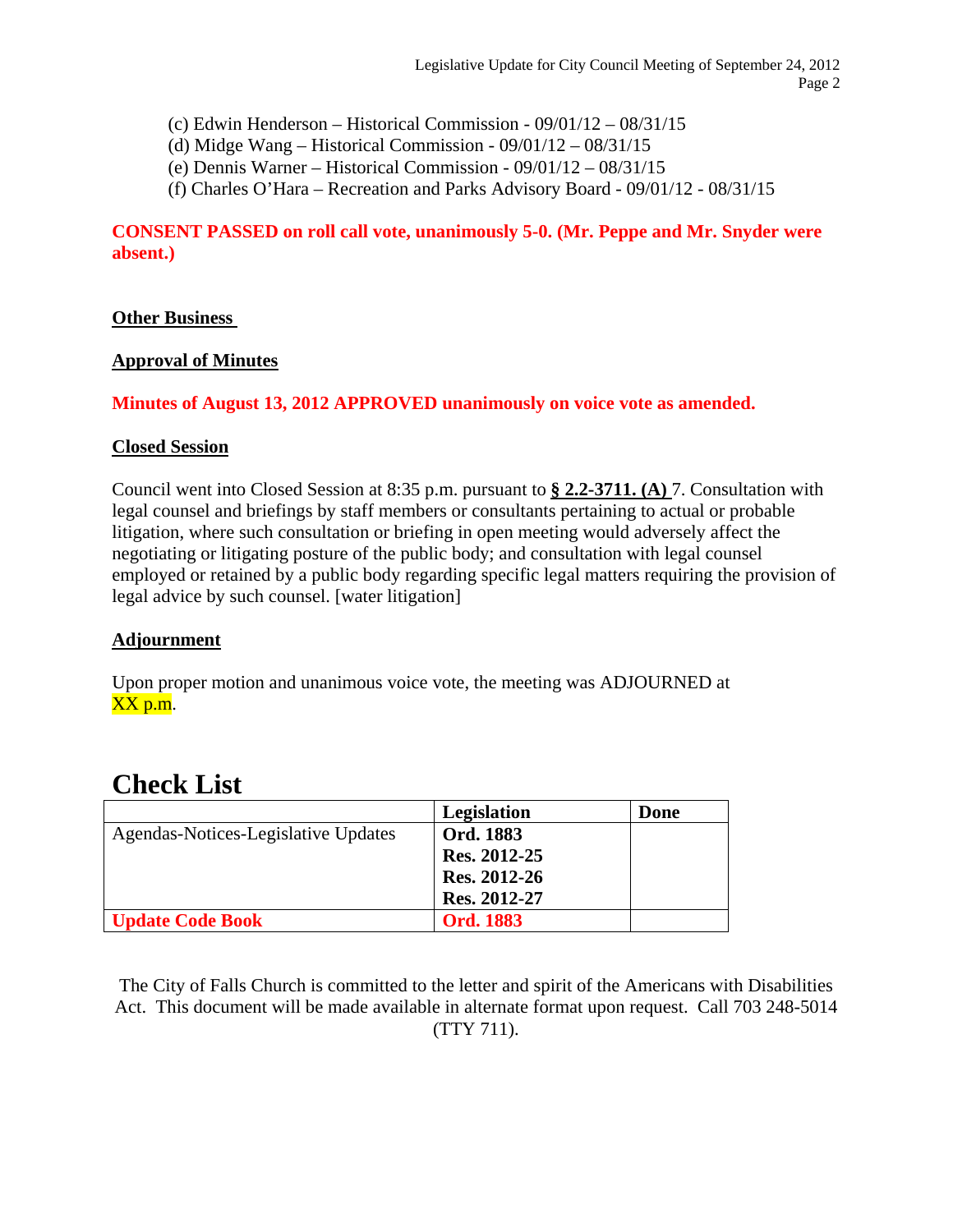(c) Edwin Henderson – Historical Commission - 09/01/12 – 08/31/15
(d) Midge Wang – Historical Commission - 09/01/12 – 08/31/15
(e) Dennis Warner – Historical Commission - 09/01/12 – 08/31/15
(f) Charles O'Hara – Recreation and Parks Advisory Board - 09/01/12 - 08/31/15

**CONSENT PASSED on roll call vote, unanimously 5-0. (Mr. Peppe and Mr. Snyder were absent.)**

**Other Business**

**Approval of Minutes**

**Minutes of August 13, 2012 APPROVED unanimously on voice vote as amended.**

**Closed Session**

Council went into Closed Session at 8:35 p.m. pursuant to **§ 2.2-3711. (A)** 7. Consultation with legal counsel and briefings by staff members or consultants pertaining to actual or probable litigation, where such consultation or briefing in open meeting would adversely affect the negotiating or litigating posture of the public body; and consultation with legal counsel employed or retained by a public body regarding specific legal matters requiring the provision of legal advice by such counsel. [water litigation]

**Adjournment**

Upon proper motion and unanimous voice vote, the meeting was ADJOURNED at XX p.m.

# Check List

| | Legislation | Done |
|---|---|---|
| Agendas-Notices-Legislative Updates | **Ord. 1883**<br>**Res. 2012-25**<br>**Res. 2012-26**<br>**Res. 2012-27** | |
| **Update Code Book** | **Ord. 1883** | |

The City of Falls Church is committed to the letter and spirit of the Americans with Disabilities Act. This document will be made available in alternate format upon request. Call 703 248-5014 (TTY 711).